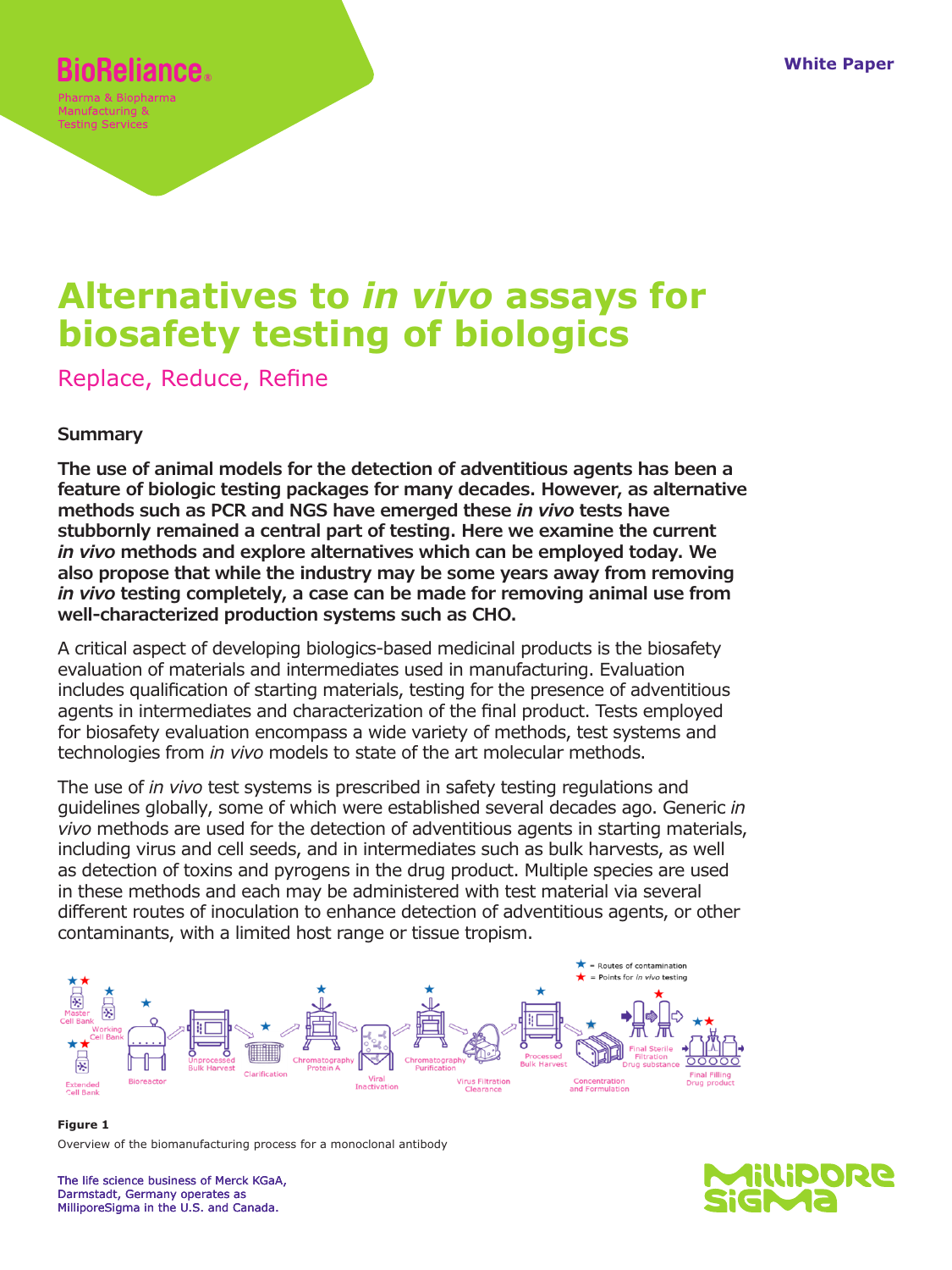BioReliance®

Pharma & Biopharma Manufacturing & Testing Services

White Paper

# Alternatives to *in vivo* assays for biosafety testing of biologics

## Replace, Reduce, Refine

### Summary

**The use of animal models for the detection of adventitious agents has been a feature of biologic testing packages for many decades. However, as alternative methods such as PCR and NGS have emerged these *in vivo* tests have stubbornly remained a central part of testing. Here we examine the current *in vivo* methods and explore alternatives which can be employed today. We also propose that while the industry may be some years away from removing *in vivo* testing completely, a case can be made for removing animal use from well-characterized production systems such as CHO.**

A critical aspect of developing biologics-based medicinal products is the biosafety evaluation of materials and intermediates used in manufacturing. Evaluation includes qualification of starting materials, testing for the presence of adventitious agents in intermediates and characterization of the final product. Tests employed for biosafety evaluation encompass a wide variety of methods, test systems and technologies from *in vivo* models to state of the art molecular methods.

The use of *in vivo* test systems is prescribed in safety testing regulations and guidelines globally, some of which were established several decades ago. Generic *in vivo* methods are used for the detection of adventitious agents in starting materials, including virus and cell seeds, and in intermediates such as bulk harvests, as well as detection of toxins and pyrogens in the drug product. Multiple species are used in these methods and each may be administered with test material via several different routes of inoculation to enhance detection of adventitious agents, or other contaminants, with a limited host range or tissue tropism.

**Figure 1**

Overview of the biomanufacturing process for a monoclonal antibody

The life science business of Merck KGaA, Darmstadt, Germany operates as MilliporeSigma in the U.S. and Canada.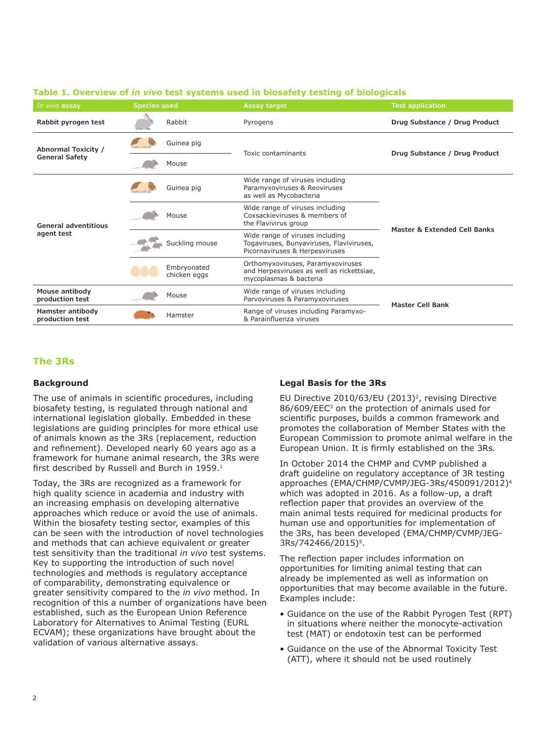**Table 1. Overview of *in vivo* test systems used in biosafety testing of biologicals**

| *In vivo* assay | Species used | Assay target | Test application |
|---|---|---|---|
| **Rabbit pyrogen test** | Rabbit | Pyrogens | **Drug Substance / Drug Product** |
| **Abnormal Toxicity / General Safety** | Guinea pig | Toxic contaminants | **Drug Substance / Drug Product** |
| | Mouse | | |
| **General adventitious agent test** | Guinea pig | Wide range of viruses including Paramyxoviruses & Reoviruses as well as Mycobacteria | **Master & Extended Cell Banks** |
| | Mouse | Wide range of viruses including Coxsackieviruses & members of the Flavivirus group | |
| | Suckling mouse | Wide range of viruses including Togaviruses, Bunyaviruses, Flaviviruses, Picornaviruses & Herpesviruses | |
| | Embryonated chicken eggs | Orthomyxoviruses, Paramyxoviruses and Herpesviruses as well as rickettsiae, mycoplasmas & bacteria | |
| **Mouse antibody production test** | Mouse | Wide range of viruses including Parvoviruses & Paramyxoviruses | **Master Cell Bank** |
| **Hamster antibody production test** | Hamster | Range of viruses including Paramyxo- & Parainfluenza viruses | |

## The 3Rs

### Background

The use of animals in scientific procedures, including biosafety testing, is regulated through national and international legislation globally. Embedded in these legislations are guiding principles for more ethical use of animals known as the 3Rs (replacement, reduction and refinement). Developed nearly 60 years ago as a framework for humane animal research, the 3Rs were first described by Russell and Burch in 1959.[1]

Today, the 3Rs are recognized as a framework for high quality science in academia and industry with an increasing emphasis on developing alternative approaches which reduce or avoid the use of animals. Within the biosafety testing sector, examples of this can be seen with the introduction of novel technologies and methods that can achieve equivalent or greater test sensitivity than the traditional *in vivo* test systems. Key to supporting the introduction of such novel technologies and methods is regulatory acceptance of comparability, demonstrating equivalence or greater sensitivity compared to the *in vivo* method. In recognition of this a number of organizations have been established, such as the European Union Reference Laboratory for Alternatives to Animal Testing (EURL ECVAM); these organizations have brought about the validation of various alternative assays.

### Legal Basis for the 3Rs

EU Directive 2010/63/EU (2013)[2], revising Directive 86/609/EEC[3] on the protection of animals used for scientific purposes, builds a common framework and promotes the collaboration of Member States with the European Commission to promote animal welfare in the European Union. It is firmly established on the 3Rs.

In October 2014 the CHMP and CVMP published a draft guideline on regulatory acceptance of 3R testing approaches (EMA/CHMP/CVMP/JEG-3Rs/450091/2012)[4] which was adopted in 2016. As a follow-up, a draft reflection paper that provides an overview of the main animal tests required for medicinal products for human use and opportunities for implementation of the 3Rs, has been developed (EMA/CHMP/CVMP/JEG-3Rs/742466/2015)[5].

The reflection paper includes information on opportunities for limiting animal testing that can already be implemented as well as information on opportunities that may become available in the future. Examples include:

- Guidance on the use of the Rabbit Pyrogen Test (RPT) in situations where neither the monocyte-activation test (MAT) or endotoxin test can be performed
- Guidance on the use of the Abnormal Toxicity Test (ATT), where it should not be used routinely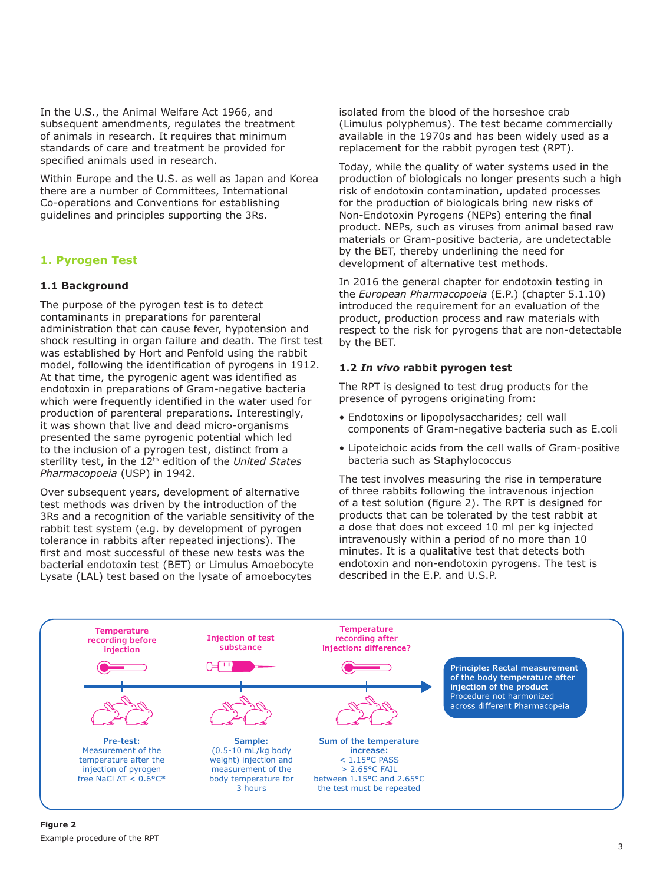In the U.S., the Animal Welfare Act 1966, and subsequent amendments, regulates the treatment of animals in research. It requires that minimum standards of care and treatment be provided for specified animals used in research.

Within Europe and the U.S. as well as Japan and Korea there are a number of Committees, International Co-operations and Conventions for establishing guidelines and principles supporting the 3Rs.

## 1. Pyrogen Test

### 1.1 Background

The purpose of the pyrogen test is to detect contaminants in preparations for parenteral administration that can cause fever, hypotension and shock resulting in organ failure and death. The first test was established by Hort and Penfold using the rabbit model, following the identification of pyrogens in 1912. At that time, the pyrogenic agent was identified as endotoxin in preparations of Gram-negative bacteria which were frequently identified in the water used for production of parenteral preparations. Interestingly, it was shown that live and dead micro-organisms presented the same pyrogenic potential which led to the inclusion of a pyrogen test, distinct from a sterility test, in the 12th edition of the *United States Pharmacopoeia* (USP) in 1942.

Over subsequent years, development of alternative test methods was driven by the introduction of the 3Rs and a recognition of the variable sensitivity of the rabbit test system (e.g. by development of pyrogen tolerance in rabbits after repeated injections). The first and most successful of these new tests was the bacterial endotoxin test (BET) or Limulus Amoebocyte Lysate (LAL) test based on the lysate of amoebocytes isolated from the blood of the horseshoe crab (Limulus polyphemus). The test became commercially available in the 1970s and has been widely used as a replacement for the rabbit pyrogen test (RPT).

Today, while the quality of water systems used in the production of biologicals no longer presents such a high risk of endotoxin contamination, updated processes for the production of biologicals bring new risks of Non-Endotoxin Pyrogens (NEPs) entering the final product. NEPs, such as viruses from animal based raw materials or Gram-positive bacteria, are undetectable by the BET, thereby underlining the need for development of alternative test methods.

In 2016 the general chapter for endotoxin testing in the *European Pharmacopoeia* (E.P.) (chapter 5.1.10) introduced the requirement for an evaluation of the product, production process and raw materials with respect to the risk for pyrogens that are non-detectable by the BET.

### 1.2 *In vivo* rabbit pyrogen test

The RPT is designed to test drug products for the presence of pyrogens originating from:

- Endotoxins or lipopolysaccharides; cell wall components of Gram-negative bacteria such as E.coli
- Lipoteichoic acids from the cell walls of Gram-positive bacteria such as Staphylococcus

The test involves measuring the rise in temperature of three rabbits following the intravenous injection of a test solution (figure 2). The RPT is designed for products that can be tolerated by the test rabbit at a dose that does not exceed 10 ml per kg injected intravenously within a period of no more than 10 minutes. It is a qualitative test that detects both endotoxin and non-endotoxin pyrogens. The test is described in the E.P. and U.S.P.

Temperature recording before injection | Injection of test substance | Temperature recording after injection: difference?

**Pre-test:** Measurement of the temperature after the injection of pyrogen free NaCl ΔT < 0.6°C*

**Sample:** (0.5-10 mL/kg body weight) injection and measurement of the body temperature for 3 hours

**Sum of the temperature increase:** < 1.15°C PASS; > 2.65°C FAIL; between 1.15°C and 2.65°C the test must be repeated

**Principle: Rectal measurement of the body temperature after injection of the product** Procedure not harmonized across different Pharmacopeia

**Figure 2**

Example procedure of the RPT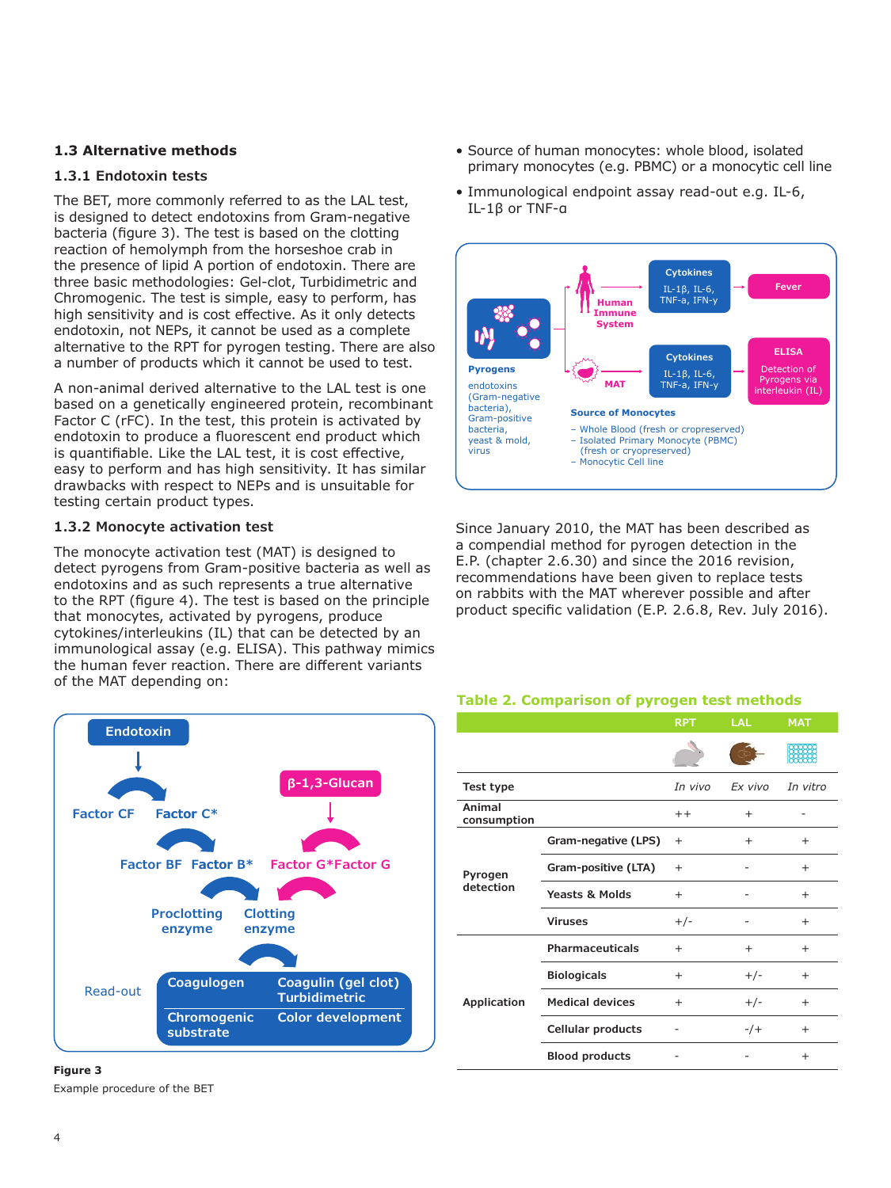### 1.3 Alternative methods

#### 1.3.1 Endotoxin tests

The BET, more commonly referred to as the LAL test, is designed to detect endotoxins from Gram-negative bacteria (figure 3). The test is based on the clotting reaction of hemolymph from the horseshoe crab in the presence of lipid A portion of endotoxin. There are three basic methodologies: Gel-clot, Turbidimetric and Chromogenic. The test is simple, easy to perform, has high sensitivity and is cost effective. As it only detects endotoxin, not NEPs, it cannot be used as a complete alternative to the RPT for pyrogen testing. There are also a number of products which it cannot be used to test.

A non-animal derived alternative to the LAL test is one based on a genetically engineered protein, recombinant Factor C (rFC). In the test, this protein is activated by endotoxin to produce a fluorescent end product which is quantifiable. Like the LAL test, it is cost effective, easy to perform and has high sensitivity. It has similar drawbacks with respect to NEPs and is unsuitable for testing certain product types.

#### 1.3.2 Monocyte activation test

The monocyte activation test (MAT) is designed to detect pyrogens from Gram-positive bacteria as well as endotoxins and as such represents a true alternative to the RPT (figure 4). The test is based on the principle that monocytes, activated by pyrogens, produce cytokines/interleukins (IL) that can be detected by an immunological assay (e.g. ELISA). This pathway mimics the human fever reaction. There are different variants of the MAT depending on:

- Source of human monocytes: whole blood, isolated primary monocytes (e.g. PBMC) or a monocytic cell line
- Immunological endpoint assay read-out e.g. IL-6, IL-1β or TNF-α

Endotoxin → Factor CF → Factor C* → Factor BF → Factor B* → Proclotting enzyme → Clotting enzyme

β-1,3-Glucan → Factor G* Factor G → Clotting enzyme

Read-out: Coagulogen → Coagulin (gel clot) Turbidimetric; Chromogenic substrate → Color development

**Figure 3**

Example procedure of the BET

Pyrogens: endotoxins (Gram-negative bacteria), Gram-positive bacteria, yeast & mold, virus

Human Immune System → Cytokines IL-1β, IL-6, TNF-α, IFN-γ → Fever

MAT → Cytokines IL-1β, IL-6, TNF-α, IFN-γ → ELISA Detection of Pyrogens via interleukin (IL)

Source of Monocytes
- Whole Blood (fresh or cropreserved)
- Isolated Primary Monocyte (PBMC) (fresh or cryopreserved)
- Monocytic Cell line

Since January 2010, the MAT has been described as a compendial method for pyrogen detection in the E.P. (chapter 2.6.30) and since the 2016 revision, recommendations have been given to replace tests on rabbits with the MAT wherever possible and after product specific validation (E.P. 2.6.8, Rev. July 2016).

**Table 2. Comparison of pyrogen test methods**

| | | RPT | LAL | MAT |
|---|---|---|---|---|
| Test type | | *In vivo* | *Ex vivo* | *In vitro* |
| Animal consumption | | ++ | + | - |
| Pyrogen detection | Gram-negative (LPS) | + | + | + |
| | Gram-positive (LTA) | + | - | + |
| | Yeasts & Molds | + | - | + |
| | Viruses | +/- | - | + |
| Application | Pharmaceuticals | + | + | + |
| | Biologicals | + | +/- | + |
| | Medical devices | + | +/- | + |
| | Cellular products | - | -/+ | + |
| | Blood products | - | - | + |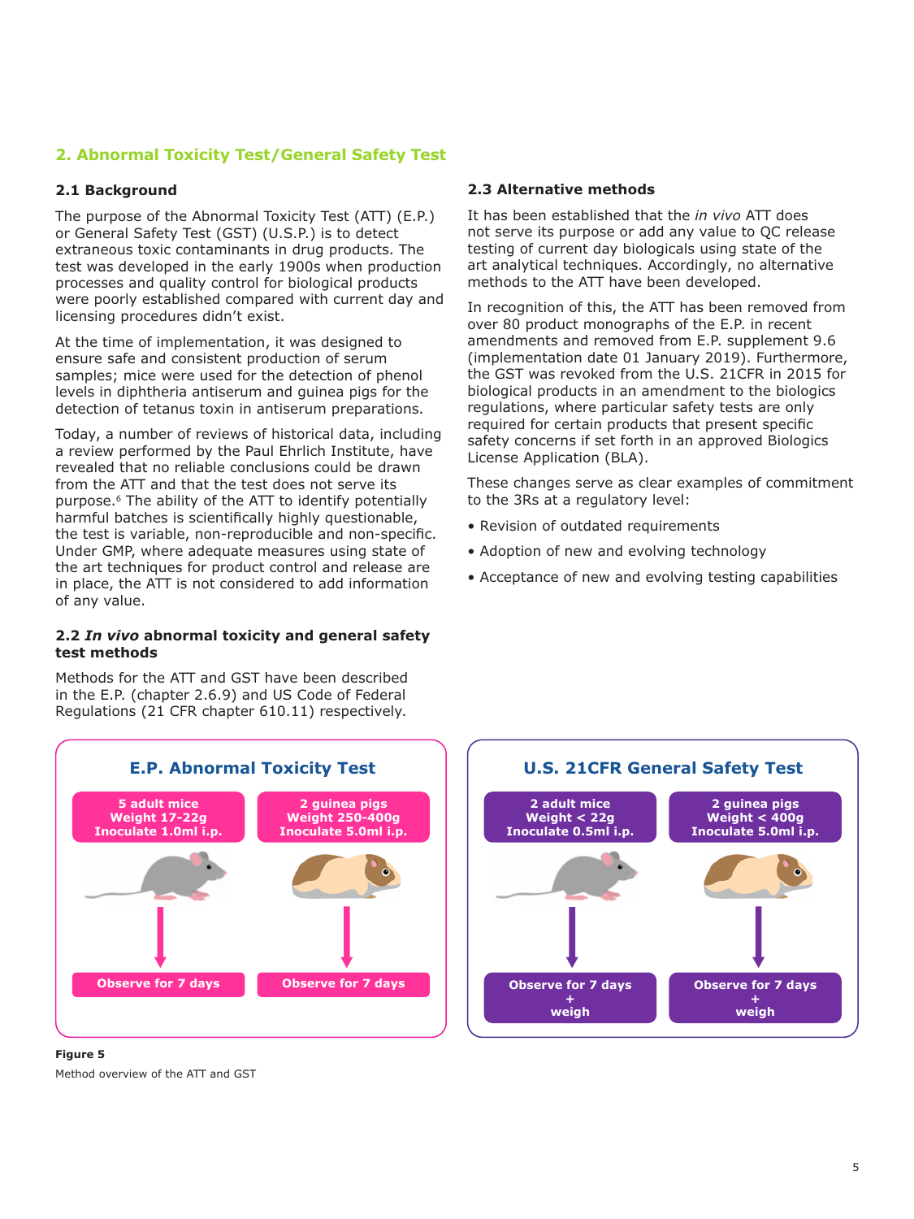## 2. Abnormal Toxicity Test/General Safety Test

### 2.1 Background

The purpose of the Abnormal Toxicity Test (ATT) (E.P.) or General Safety Test (GST) (U.S.P.) is to detect extraneous toxic contaminants in drug products. The test was developed in the early 1900s when production processes and quality control for biological products were poorly established compared with current day and licensing procedures didn't exist.

At the time of implementation, it was designed to ensure safe and consistent production of serum samples; mice were used for the detection of phenol levels in diphtheria antiserum and guinea pigs for the detection of tetanus toxin in antiserum preparations.

Today, a number of reviews of historical data, including a review performed by the Paul Ehrlich Institute, have revealed that no reliable conclusions could be drawn from the ATT and that the test does not serve its purpose.[6] The ability of the ATT to identify potentially harmful batches is scientifically highly questionable, the test is variable, non-reproducible and non-specific. Under GMP, where adequate measures using state of the art techniques for product control and release are in place, the ATT is not considered to add information of any value.

### 2.2 *In vivo* abnormal toxicity and general safety test methods

Methods for the ATT and GST have been described in the E.P. (chapter 2.6.9) and US Code of Federal Regulations (21 CFR chapter 610.11) respectively.

### 2.3 Alternative methods

It has been established that the *in vivo* ATT does not serve its purpose or add any value to QC release testing of current day biologicals using state of the art analytical techniques. Accordingly, no alternative methods to the ATT have been developed.

In recognition of this, the ATT has been removed from over 80 product monographs of the E.P. in recent amendments and removed from E.P. supplement 9.6 (implementation date 01 January 2019). Furthermore, the GST was revoked from the U.S. 21CFR in 2015 for biological products in an amendment to the biologics regulations, where particular safety tests are only required for certain products that present specific safety concerns if set forth in an approved Biologics License Application (BLA).

These changes serve as clear examples of commitment to the 3Rs at a regulatory level:

- Revision of outdated requirements
- Adoption of new and evolving technology
- Acceptance of new and evolving testing capabilities

**E.P. Abnormal Toxicity Test**

| 5 adult mice<br>Weight 17-22g<br>Inoculate 1.0ml i.p. | 2 guinea pigs<br>Weight 250-400g<br>Inoculate 5.0ml i.p. |
|---|---|
| Observe for 7 days | Observe for 7 days |

**U.S. 21CFR General Safety Test**

| 2 adult mice<br>Weight < 22g<br>Inoculate 0.5ml i.p. | 2 guinea pigs<br>Weight < 400g<br>Inoculate 5.0ml i.p. |
|---|---|
| Observe for 7 days + weigh | Observe for 7 days + weigh |

**Figure 5**

Method overview of the ATT and GST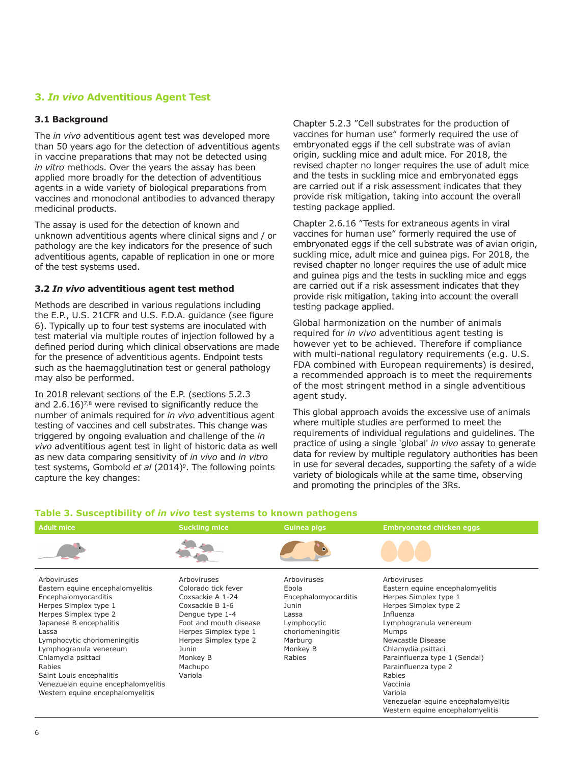## 3. *In vivo* Adventitious Agent Test

### 3.1 Background

The *in vivo* adventitious agent test was developed more than 50 years ago for the detection of adventitious agents in vaccine preparations that may not be detected using *in vitro* methods. Over the years the assay has been applied more broadly for the detection of adventitious agents in a wide variety of biological preparations from vaccines and monoclonal antibodies to advanced therapy medicinal products.

The assay is used for the detection of known and unknown adventitious agents where clinical signs and / or pathology are the key indicators for the presence of such adventitious agents, capable of replication in one or more of the test systems used.

### 3.2 *In vivo* adventitious agent test method

Methods are described in various regulations including the E.P., U.S. 21CFR and U.S. F.D.A. guidance (see figure 6). Typically up to four test systems are inoculated with test material via multiple routes of injection followed by a defined period during which clinical observations are made for the presence of adventitious agents. Endpoint tests such as the haemagglutination test or general pathology may also be performed.

In 2018 relevant sections of the E.P. (sections 5.2.3 and 2.6.16)[7,8] were revised to significantly reduce the number of animals required for *in vivo* adventitious agent testing of vaccines and cell substrates. This change was triggered by ongoing evaluation and challenge of the *in vivo* adventitious agent test in light of historic data as well as new data comparing sensitivity of *in vivo* and *in vitro* test systems, Gombold *et al* (2014)[9]. The following points capture the key changes:

Chapter 5.2.3 "Cell substrates for the production of vaccines for human use" formerly required the use of embryonated eggs if the cell substrate was of avian origin, suckling mice and adult mice. For 2018, the revised chapter no longer requires the use of adult mice and the tests in suckling mice and embryonated eggs are carried out if a risk assessment indicates that they provide risk mitigation, taking into account the overall testing package applied.

Chapter 2.6.16 "Tests for extraneous agents in viral vaccines for human use" formerly required the use of embryonated eggs if the cell substrate was of avian origin, suckling mice, adult mice and guinea pigs. For 2018, the revised chapter no longer requires the use of adult mice and guinea pigs and the tests in suckling mice and eggs are carried out if a risk assessment indicates that they provide risk mitigation, taking into account the overall testing package applied.

Global harmonization on the number of animals required for *in vivo* adventitious agent testing is however yet to be achieved. Therefore if compliance with multi-national regulatory requirements (e.g. U.S. FDA combined with European requirements) is desired, a recommended approach is to meet the requirements of the most stringent method in a single adventitious agent study.

This global approach avoids the excessive use of animals where multiple studies are performed to meet the requirements of individual regulations and guidelines. The practice of using a single 'global' *in vivo* assay to generate data for review by multiple regulatory authorities has been in use for several decades, supporting the safety of a wide variety of biologicals while at the same time, observing and promoting the principles of the 3Rs.

**Table 3. Susceptibility of *in vivo* test systems to known pathogens**

| Adult mice | Suckling mice | Guinea pigs | Embryonated chicken eggs |
|---|---|---|---|
| Arboviruses | Arboviruses | Arboviruses | Arboviruses |
| Eastern equine encephalomyelitis | Colorado tick fever | Ebola | Eastern equine encephalomyelitis |
| Encephalomyocarditis | Coxsackie A 1-24 | Encephalomyocarditis | Herpes Simplex type 1 |
| Herpes Simplex type 1 | Coxsackie B 1-6 | Junin | Herpes Simplex type 2 |
| Herpes Simplex type 2 | Dengue type 1-4 | Lassa | Influenza |
| Japanese B encephalitis | Foot and mouth disease | Lymphocytic choriomeningitis | Lymphogranula venereum |
| Lassa | Herpes Simplex type 1 | Marburg | Mumps |
| Lymphocytic choriomeningitis | Herpes Simplex type 2 | Monkey B | Newcastle Disease |
| Lymphogranula venereum | Junin | Rabies | Chlamydia psittaci |
| Chlamydia psittaci | Monkey B | | Parainfluenza type 1 (Sendai) |
| Rabies | Machupo | | Parainfluenza type 2 |
| Saint Louis encephalitis | Variola | | Rabies |
| Venezuelan equine encephalomyelitis | | | Vaccinia |
| Western equine encephalomyelitis | | | Variola |
| | | | Venezuelan equine encephalomyelitis |
| | | | Western equine encephalomyelitis |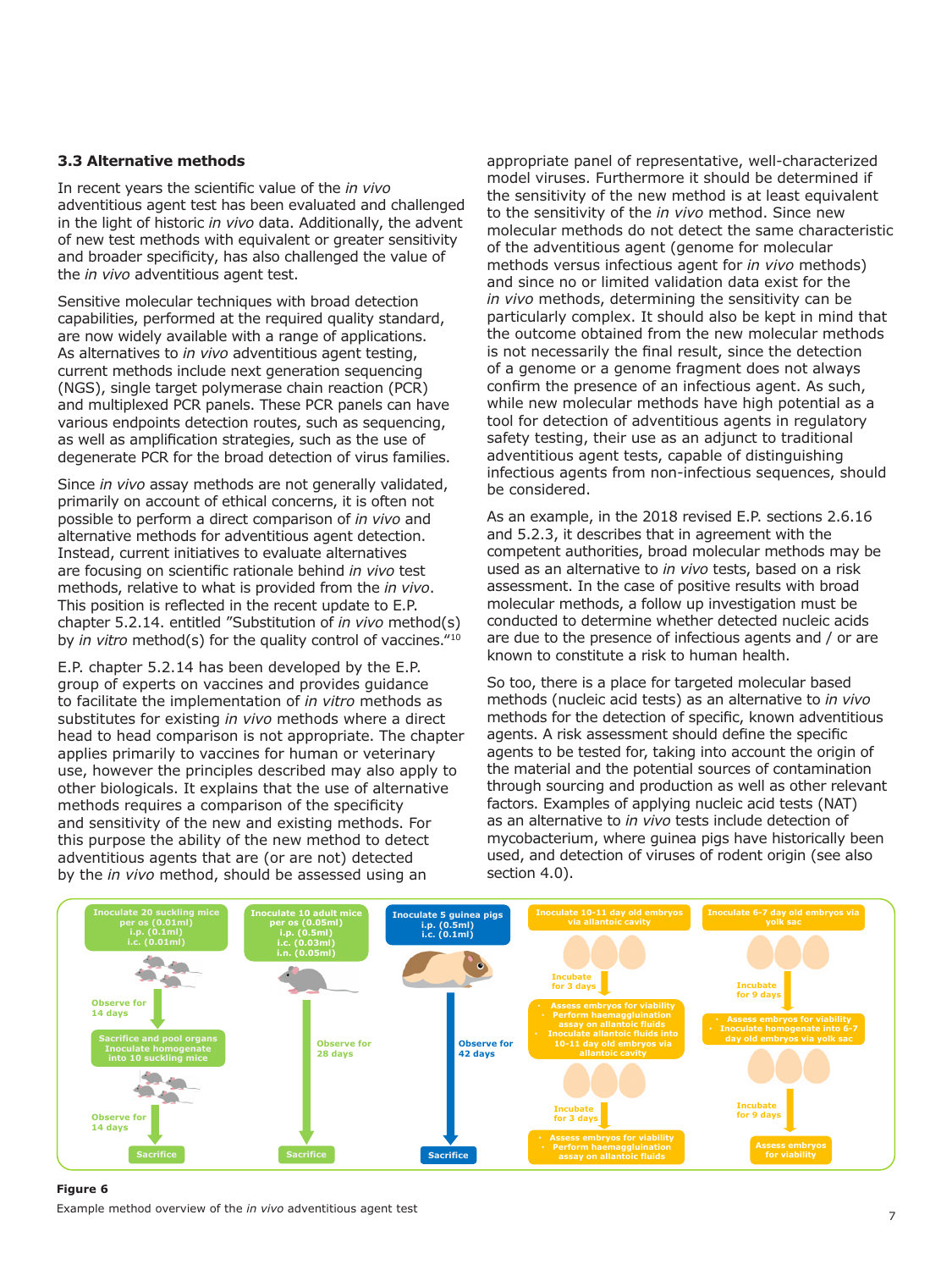### 3.3 Alternative methods

In recent years the scientific value of the *in vivo* adventitious agent test has been evaluated and challenged in the light of historic *in vivo* data. Additionally, the advent of new test methods with equivalent or greater sensitivity and broader specificity, has also challenged the value of the *in vivo* adventitious agent test.

Sensitive molecular techniques with broad detection capabilities, performed at the required quality standard, are now widely available with a range of applications. As alternatives to *in vivo* adventitious agent testing, current methods include next generation sequencing (NGS), single target polymerase chain reaction (PCR) and multiplexed PCR panels. These PCR panels can have various endpoints detection routes, such as sequencing, as well as amplification strategies, such as the use of degenerate PCR for the broad detection of virus families.

Since *in vivo* assay methods are not generally validated, primarily on account of ethical concerns, it is often not possible to perform a direct comparison of *in vivo* and alternative methods for adventitious agent detection. Instead, current initiatives to evaluate alternatives are focusing on scientific rationale behind *in vivo* test methods, relative to what is provided from the *in vivo*. This position is reflected in the recent update to E.P. chapter 5.2.14. entitled "Substitution of *in vivo* method(s) by *in vitro* method(s) for the quality control of vaccines."[10]

E.P. chapter 5.2.14 has been developed by the E.P. group of experts on vaccines and provides guidance to facilitate the implementation of *in vitro* methods as substitutes for existing *in vivo* methods where a direct head to head comparison is not appropriate. The chapter applies primarily to vaccines for human or veterinary use, however the principles described may also apply to other biologicals. It explains that the use of alternative methods requires a comparison of the specificity and sensitivity of the new and existing methods. For this purpose the ability of the new method to detect adventitious agents that are (or are not) detected by the *in vivo* method, should be assessed using an appropriate panel of representative, well-characterized model viruses. Furthermore it should be determined if the sensitivity of the new method is at least equivalent to the sensitivity of the *in vivo* method. Since new molecular methods do not detect the same characteristic of the adventitious agent (genome for molecular methods versus infectious agent for *in vivo* methods) and since no or limited validation data exist for the *in vivo* methods, determining the sensitivity can be particularly complex. It should also be kept in mind that the outcome obtained from the new molecular methods is not necessarily the final result, since the detection of a genome or a genome fragment does not always confirm the presence of an infectious agent. As such, while new molecular methods have high potential as a tool for detection of adventitious agents in regulatory safety testing, their use as an adjunct to traditional adventitious agent tests, capable of distinguishing infectious agents from non-infectious sequences, should be considered.

As an example, in the 2018 revised E.P. sections 2.6.16 and 5.2.3, it describes that in agreement with the competent authorities, broad molecular methods may be used as an alternative to *in vivo* tests, based on a risk assessment. In the case of positive results with broad molecular methods, a follow up investigation must be conducted to determine whether detected nucleic acids are due to the presence of infectious agents and / or are known to constitute a risk to human health.

So too, there is a place for targeted molecular based methods (nucleic acid tests) as an alternative to *in vivo* methods for the detection of specific, known adventitious agents. A risk assessment should define the specific agents to be tested for, taking into account the origin of the material and the potential sources of contamination through sourcing and production as well as other relevant factors. Examples of applying nucleic acid tests (NAT) as an alternative to *in vivo* tests include detection of mycobacterium, where guinea pigs have historically been used, and detection of viruses of rodent origin (see also section 4.0).

| Suckling mice | Adult mice | Guinea pigs | Embryonated eggs (allantoic cavity) | Embryonated eggs (yolk sac) |
|---|---|---|---|---|
| Inoculate 20 suckling mice per os (0.01ml), i.p. (0.1ml), i.c. (0.01ml) | Inoculate 10 adult mice per os (0.05ml), i.p. (0.5ml), i.c. (0.03ml), i.n. (0.05ml) | Inoculate 5 guinea pigs i.p. (0.5ml), i.c. (0.1ml) | Inoculate 10-11 day old embryos via allantoic cavity | Inoculate 6-7 day old embryos via yolk sac |
| Observe for 14 days | Observe for 28 days | Observe for 42 days | Incubate for 3 days | Incubate for 9 days |
| Sacrifice and pool organs; Inoculate homogenate into 10 suckling mice | | | • Assess embryos for viability • Perform haemagglutination assay on allantoic fluids • Inoculate allantoic fluids into 10-11 day old embryos via allantoic cavity | • Assess embryos for viability • Inoculate homogenate into 6-7 day old embryos via yolk sac |
| Observe for 14 days | | | Incubate for 3 days | Incubate for 9 days |
| Sacrifice | Sacrifice | Sacrifice | • Assess embryos for viability • Perform haemagglutination assay on allantoic fluids | Assess embryos for viability |

**Figure 6**

Example method overview of the *in vivo* adventitious agent test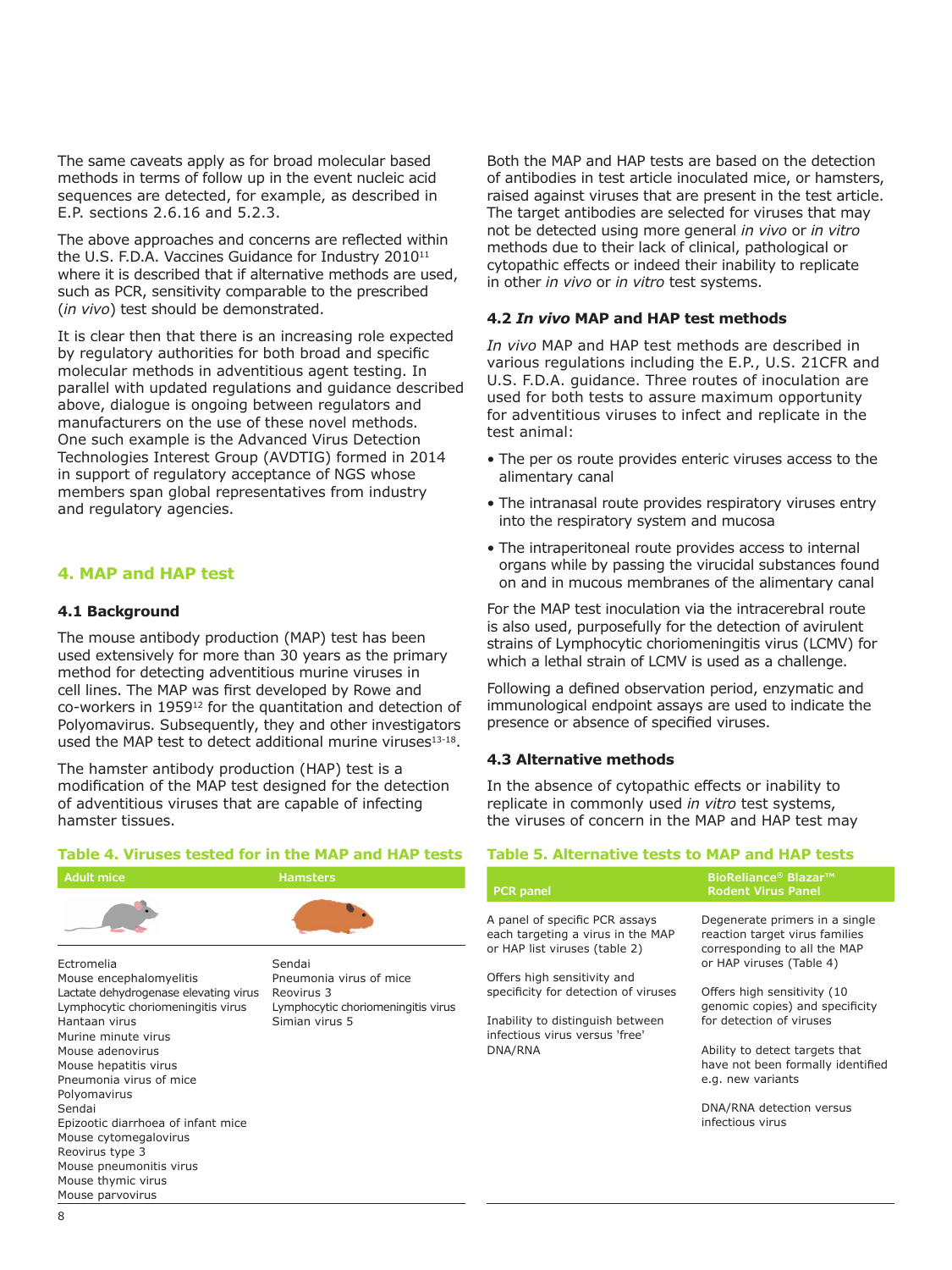The same caveats apply as for broad molecular based methods in terms of follow up in the event nucleic acid sequences are detected, for example, as described in E.P. sections 2.6.16 and 5.2.3.

The above approaches and concerns are reflected within the U.S. F.D.A. Vaccines Guidance for Industry 2010[11] where it is described that if alternative methods are used, such as PCR, sensitivity comparable to the prescribed (*in vivo*) test should be demonstrated.

It is clear then that there is an increasing role expected by regulatory authorities for both broad and specific molecular methods in adventitious agent testing. In parallel with updated regulations and guidance described above, dialogue is ongoing between regulators and manufacturers on the use of these novel methods. One such example is the Advanced Virus Detection Technologies Interest Group (AVDTIG) formed in 2014 in support of regulatory acceptance of NGS whose members span global representatives from industry and regulatory agencies.

## 4. MAP and HAP test

### 4.1 Background

The mouse antibody production (MAP) test has been used extensively for more than 30 years as the primary method for detecting adventitious murine viruses in cell lines. The MAP was first developed by Rowe and co-workers in 1959[12] for the quantitation and detection of Polyomavirus. Subsequently, they and other investigators used the MAP test to detect additional murine viruses[13-18].

The hamster antibody production (HAP) test is a modification of the MAP test designed for the detection of adventitious viruses that are capable of infecting hamster tissues.

**Table 4. Viruses tested for in the MAP and HAP tests**

| Adult mice | Hamsters |
|---|---|
| Ectromelia | Sendai |
| Mouse encephalomyelitis | Pneumonia virus of mice |
| Lactate dehydrogenase elevating virus | Reovirus 3 |
| Lymphocytic choriomeningitis virus | Lymphocytic choriomeningitis virus |
| Hantaan virus | Simian virus 5 |
| Murine minute virus | |
| Mouse adenovirus | |
| Mouse hepatitis virus | |
| Pneumonia virus of mice | |
| Polyomavirus | |
| Sendai | |
| Epizootic diarrhoea of infant mice | |
| Mouse cytomegalovirus | |
| Reovirus type 3 | |
| Mouse pneumonitis virus | |
| Mouse thymic virus | |
| Mouse parvovirus | |

Both the MAP and HAP tests are based on the detection of antibodies in test article inoculated mice, or hamsters, raised against viruses that are present in the test article. The target antibodies are selected for viruses that may not be detected using more general *in vivo* or *in vitro* methods due to their lack of clinical, pathological or cytopathic effects or indeed their inability to replicate in other *in vivo* or *in vitro* test systems.

### 4.2 *In vivo* MAP and HAP test methods

*In vivo* MAP and HAP test methods are described in various regulations including the E.P., U.S. 21CFR and U.S. F.D.A. guidance. Three routes of inoculation are used for both tests to assure maximum opportunity for adventitious viruses to infect and replicate in the test animal:

- The per os route provides enteric viruses access to the alimentary canal
- The intranasal route provides respiratory viruses entry into the respiratory system and mucosa
- The intraperitoneal route provides access to internal organs while by passing the virucidal substances found on and in mucous membranes of the alimentary canal

For the MAP test inoculation via the intracerebral route is also used, purposefully for the detection of avirulent strains of Lymphocytic choriomeningitis virus (LCMV) for which a lethal strain of LCMV is used as a challenge.

Following a defined observation period, enzymatic and immunological endpoint assays are used to indicate the presence or absence of specified viruses.

### 4.3 Alternative methods

In the absence of cytopathic effects or inability to replicate in commonly used *in vitro* test systems, the viruses of concern in the MAP and HAP test may

**Table 5. Alternative tests to MAP and HAP tests**

| PCR panel | BioReliance® Blazar™ Rodent Virus Panel |
|---|---|
| A panel of specific PCR assays each targeting a virus in the MAP or HAP list viruses (table 2) | Degenerate primers in a single reaction target virus families corresponding to all the MAP or HAP viruses (Table 4) |
| Offers high sensitivity and specificity for detection of viruses | Offers high sensitivity (10 genomic copies) and specificity for detection of viruses |
| Inability to distinguish between infectious virus versus 'free' DNA/RNA | Ability to detect targets that have not been formally identified e.g. new variants |
| | DNA/RNA detection versus infectious virus |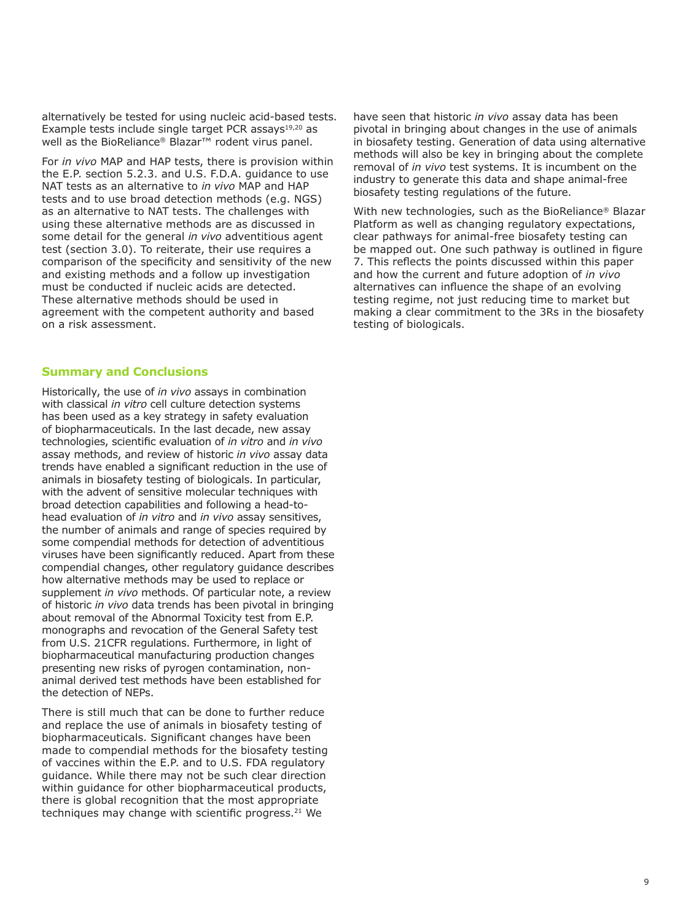alternatively be tested for using nucleic acid-based tests. Example tests include single target PCR assays[19,20] as well as the BioReliance® Blazar™ rodent virus panel.

For *in vivo* MAP and HAP tests, there is provision within the E.P. section 5.2.3. and U.S. F.D.A. guidance to use NAT tests as an alternative to *in vivo* MAP and HAP tests and to use broad detection methods (e.g. NGS) as an alternative to NAT tests. The challenges with using these alternative methods are as discussed in some detail for the general *in vivo* adventitious agent test (section 3.0). To reiterate, their use requires a comparison of the specificity and sensitivity of the new and existing methods and a follow up investigation must be conducted if nucleic acids are detected. These alternative methods should be used in agreement with the competent authority and based on a risk assessment.

## Summary and Conclusions

Historically, the use of *in vivo* assays in combination with classical *in vitro* cell culture detection systems has been used as a key strategy in safety evaluation of biopharmaceuticals. In the last decade, new assay technologies, scientific evaluation of *in vitro* and *in vivo* assay methods, and review of historic *in vivo* assay data trends have enabled a significant reduction in the use of animals in biosafety testing of biologicals. In particular, with the advent of sensitive molecular techniques with broad detection capabilities and following a head-to-head evaluation of *in vitro* and *in vivo* assay sensitives, the number of animals and range of species required by some compendial methods for detection of adventitious viruses have been significantly reduced. Apart from these compendial changes, other regulatory guidance describes how alternative methods may be used to replace or supplement *in vivo* methods. Of particular note, a review of historic *in vivo* data trends has been pivotal in bringing about removal of the Abnormal Toxicity test from E.P. monographs and revocation of the General Safety test from U.S. 21CFR regulations. Furthermore, in light of biopharmaceutical manufacturing production changes presenting new risks of pyrogen contamination, non-animal derived test methods have been established for the detection of NEPs.

There is still much that can be done to further reduce and replace the use of animals in biosafety testing of biopharmaceuticals. Significant changes have been made to compendial methods for the biosafety testing of vaccines within the E.P. and to U.S. FDA regulatory guidance. While there may not be such clear direction within guidance for other biopharmaceutical products, there is global recognition that the most appropriate techniques may change with scientific progress.[21] We have seen that historic *in vivo* assay data has been pivotal in bringing about changes in the use of animals in biosafety testing. Generation of data using alternative methods will also be key in bringing about the complete removal of *in vivo* test systems. It is incumbent on the industry to generate this data and shape animal-free biosafety testing regulations of the future.

With new technologies, such as the BioReliance® Blazar Platform as well as changing regulatory expectations, clear pathways for animal-free biosafety testing can be mapped out. One such pathway is outlined in figure 7. This reflects the points discussed within this paper and how the current and future adoption of *in vivo* alternatives can influence the shape of an evolving testing regime, not just reducing time to market but making a clear commitment to the 3Rs in the biosafety testing of biologicals.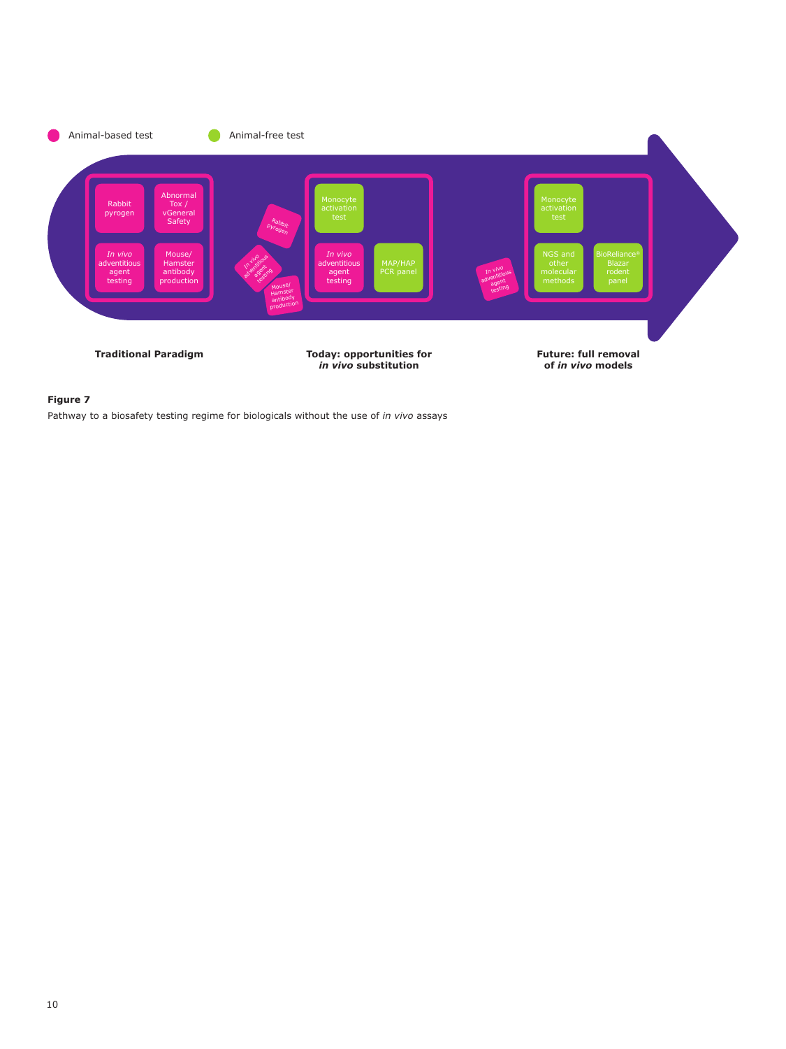Animal-based test

Animal-free test

Rabbit pyrogen

Abnormal Tox / vGeneral Safety

*In vivo* adventitious agent testing

Mouse/ Hamster antibody production

Rabbit pyrogen

*In vivo* adventitious agent testing

Mouse/ Hamster antibody production

Monocyte activation test

*In vivo* adventitious agent testing

MAP/HAP PCR panel

*In vivo* adventitious agent testing

Monocyte activation test

NGS and other molecular methods

BioReliance® Blazar rodent panel

**Traditional Paradigm**

**Today: opportunities for *in vivo* substitution**

**Future: full removal of *in vivo* models**

**Figure 7**

Pathway to a biosafety testing regime for biologicals without the use of *in vivo* assays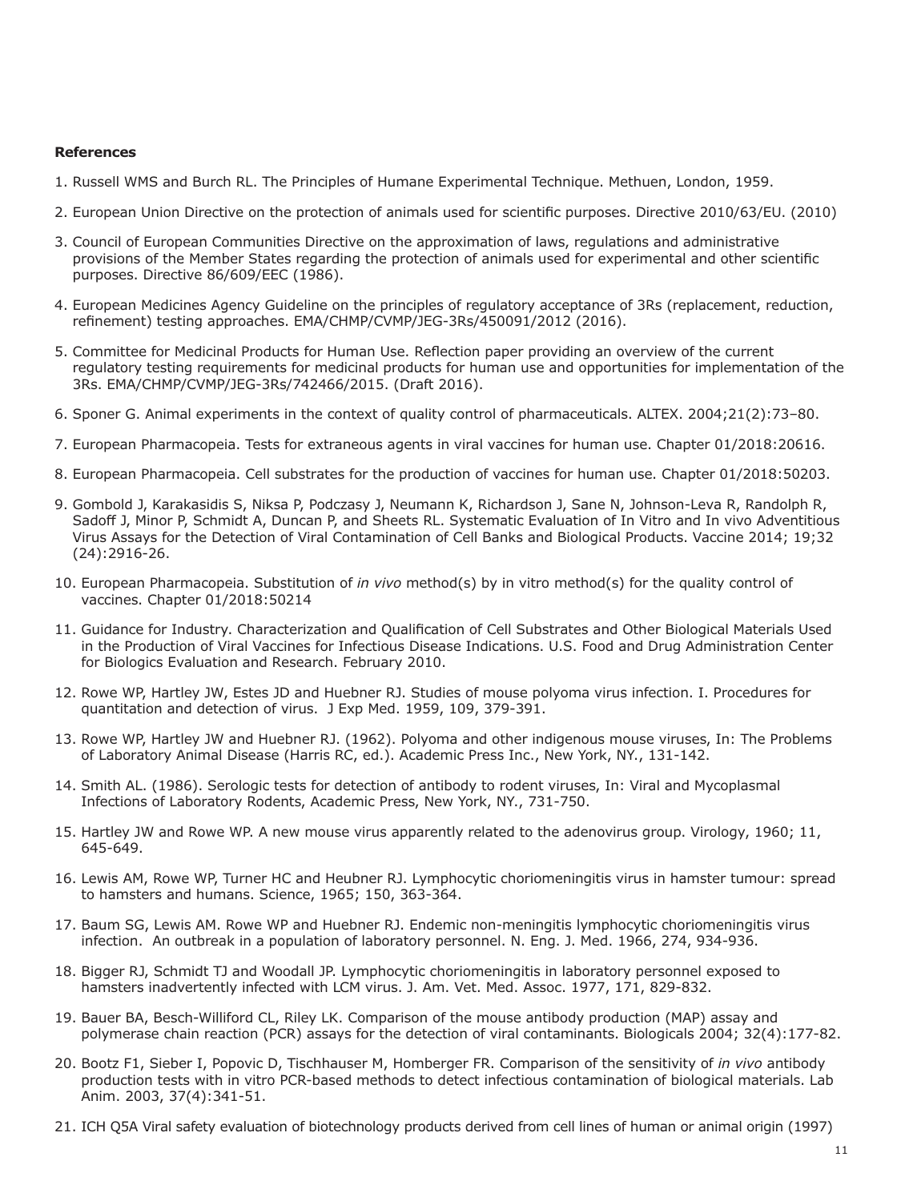**References**

1. Russell WMS and Burch RL. The Principles of Humane Experimental Technique. Methuen, London, 1959.
2. European Union Directive on the protection of animals used for scientific purposes. Directive 2010/63/EU. (2010)
3. Council of European Communities Directive on the approximation of laws, regulations and administrative provisions of the Member States regarding the protection of animals used for experimental and other scientific purposes. Directive 86/609/EEC (1986).
4. European Medicines Agency Guideline on the principles of regulatory acceptance of 3Rs (replacement, reduction, refinement) testing approaches. EMA/CHMP/CVMP/JEG-3Rs/450091/2012 (2016).
5. Committee for Medicinal Products for Human Use. Reflection paper providing an overview of the current regulatory testing requirements for medicinal products for human use and opportunities for implementation of the 3Rs. EMA/CHMP/CVMP/JEG-3Rs/742466/2015. (Draft 2016).
6. Sponer G. Animal experiments in the context of quality control of pharmaceuticals. ALTEX. 2004;21(2):73–80.
7. European Pharmacopeia. Tests for extraneous agents in viral vaccines for human use. Chapter 01/2018:20616.
8. European Pharmacopeia. Cell substrates for the production of vaccines for human use. Chapter 01/2018:50203.
9. Gombold J, Karakasidis S, Niksa P, Podczasy J, Neumann K, Richardson J, Sane N, Johnson-Leva R, Randolph R, Sadoff J, Minor P, Schmidt A, Duncan P, and Sheets RL. Systematic Evaluation of In Vitro and In vivo Adventitious Virus Assays for the Detection of Viral Contamination of Cell Banks and Biological Products. Vaccine 2014; 19;32 (24):2916-26.
10. European Pharmacopeia. Substitution of *in vivo* method(s) by in vitro method(s) for the quality control of vaccines. Chapter 01/2018:50214
11. Guidance for Industry. Characterization and Qualification of Cell Substrates and Other Biological Materials Used in the Production of Viral Vaccines for Infectious Disease Indications. U.S. Food and Drug Administration Center for Biologics Evaluation and Research. February 2010.
12. Rowe WP, Hartley JW, Estes JD and Huebner RJ. Studies of mouse polyoma virus infection. I. Procedures for quantitation and detection of virus. J Exp Med. 1959, 109, 379-391.
13. Rowe WP, Hartley JW and Huebner RJ. (1962). Polyoma and other indigenous mouse viruses, In: The Problems of Laboratory Animal Disease (Harris RC, ed.). Academic Press Inc., New York, NY., 131-142.
14. Smith AL. (1986). Serologic tests for detection of antibody to rodent viruses, In: Viral and Mycoplasmal Infections of Laboratory Rodents, Academic Press, New York, NY., 731-750.
15. Hartley JW and Rowe WP. A new mouse virus apparently related to the adenovirus group. Virology, 1960; 11, 645-649.
16. Lewis AM, Rowe WP, Turner HC and Heubner RJ. Lymphocytic choriomeningitis virus in hamster tumour: spread to hamsters and humans. Science, 1965; 150, 363-364.
17. Baum SG, Lewis AM. Rowe WP and Huebner RJ. Endemic non-meningitis lymphocytic choriomeningitis virus infection. An outbreak in a population of laboratory personnel. N. Eng. J. Med. 1966, 274, 934-936.
18. Bigger RJ, Schmidt TJ and Woodall JP. Lymphocytic choriomeningitis in laboratory personnel exposed to hamsters inadvertently infected with LCM virus. J. Am. Vet. Med. Assoc. 1977, 171, 829-832.
19. Bauer BA, Besch-Williford CL, Riley LK. Comparison of the mouse antibody production (MAP) assay and polymerase chain reaction (PCR) assays for the detection of viral contaminants. Biologicals 2004; 32(4):177-82.
20. Bootz F1, Sieber I, Popovic D, Tischhauser M, Homberger FR. Comparison of the sensitivity of *in vivo* antibody production tests with in vitro PCR-based methods to detect infectious contamination of biological materials. Lab Anim. 2003, 37(4):341-51.
21. ICH Q5A Viral safety evaluation of biotechnology products derived from cell lines of human or animal origin (1997)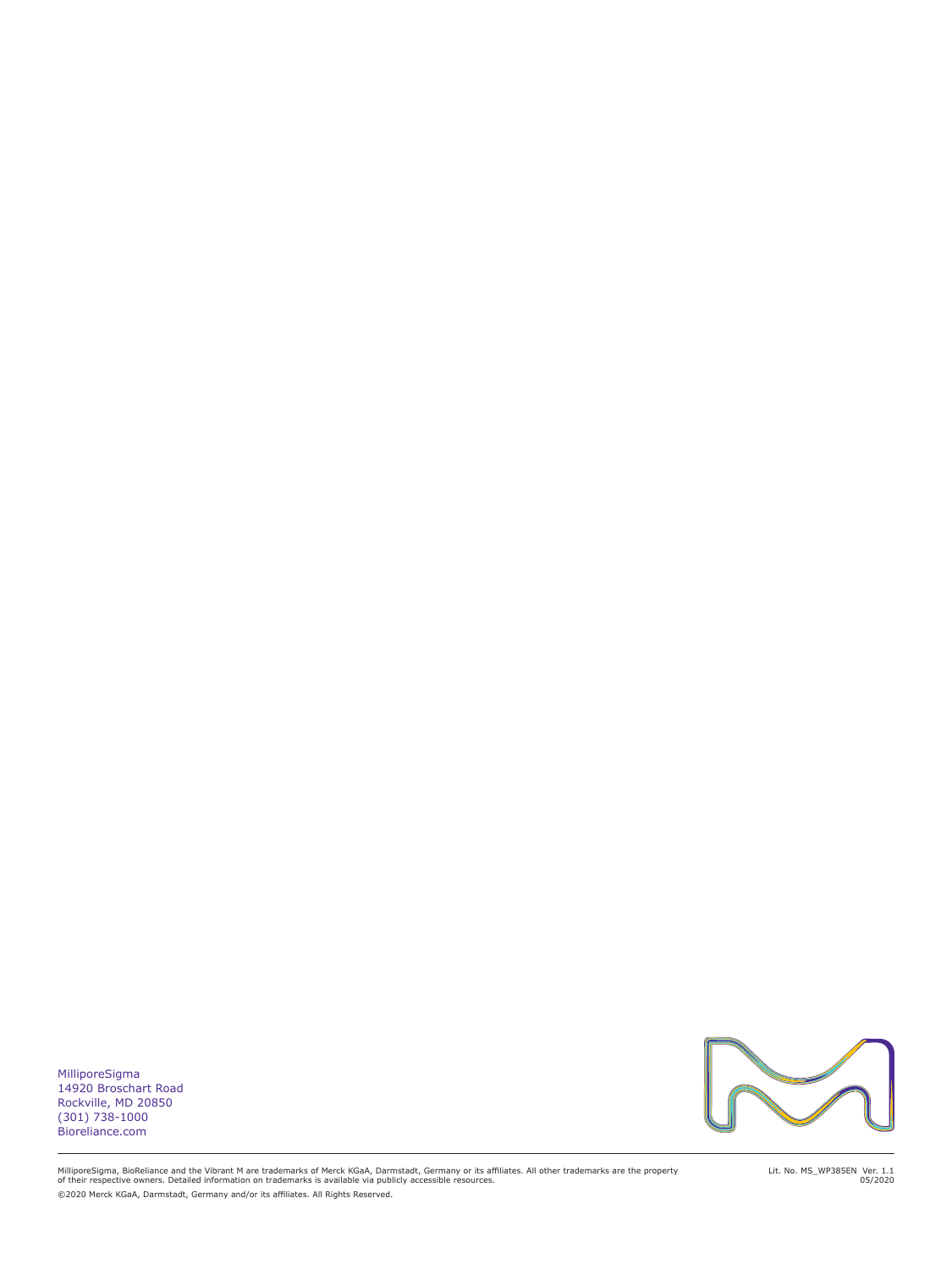MilliporeSigma
14920 Broschart Road
Rockville, MD 20850
(301) 738-1000
Bioreliance.com

MilliporeSigma, BioReliance and the Vibrant M are trademarks of Merck KGaA, Darmstadt, Germany or its affiliates. All other trademarks are the property of their respective owners. Detailed information on trademarks is available via publicly accessible resources.

©2020 Merck KGaA, Darmstadt, Germany and/or its affiliates. All Rights Reserved.

Lit. No. MS_WP385EN Ver. 1.1
05/2020